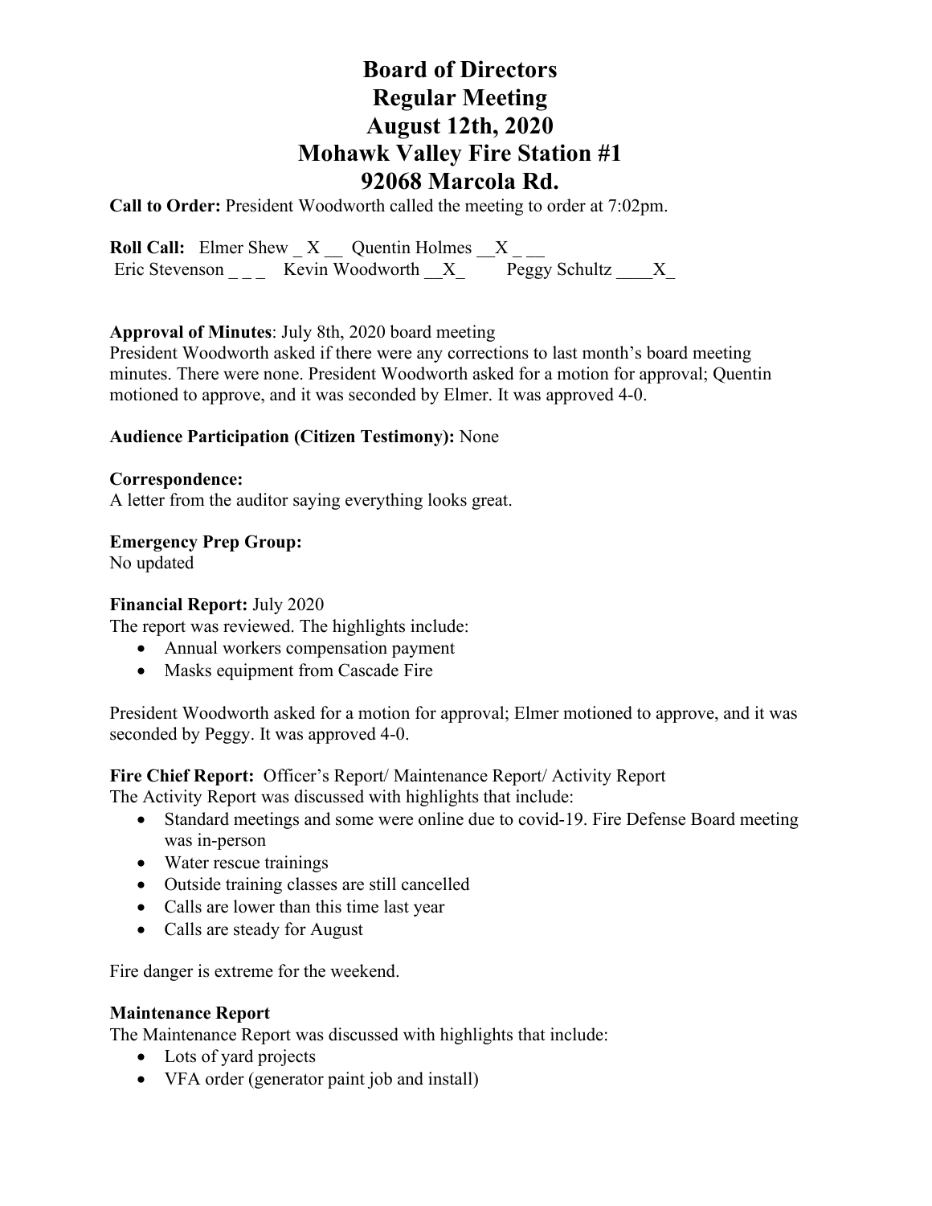# Board of Directors
# Regular Meeting
# August 12th, 2020
# Mohawk Valley Fire Station #1
# 92068 Marcola Rd.

**Call to Order:** President Woodworth called the meeting to order at 7:02pm.

**Roll Call:** Elmer Shew _ X __ Quentin Holmes __X _ __
Eric Stevenson _ _ _ Kevin Woodworth __X_ Peggy Schultz ____X_

**Approval of Minutes**: July 8th, 2020 board meeting
President Woodworth asked if there were any corrections to last month's board meeting minutes. There were none. President Woodworth asked for a motion for approval; Quentin motioned to approve, and it was seconded by Elmer. It was approved 4-0.

**Audience Participation (Citizen Testimony):** None

**Correspondence:**
A letter from the auditor saying everything looks great.

**Emergency Prep Group:**
No updated

**Financial Report:** July 2020
The report was reviewed. The highlights include:

- Annual workers compensation payment
- Masks equipment from Cascade Fire

President Woodworth asked for a motion for approval; Elmer motioned to approve, and it was seconded by Peggy. It was approved 4-0.

**Fire Chief Report:** Officer's Report/ Maintenance Report/ Activity Report
The Activity Report was discussed with highlights that include:

- Standard meetings and some were online due to covid-19. Fire Defense Board meeting was in-person
- Water rescue trainings
- Outside training classes are still cancelled
- Calls are lower than this time last year
- Calls are steady for August

Fire danger is extreme for the weekend.

**Maintenance Report**
The Maintenance Report was discussed with highlights that include:

- Lots of yard projects
- VFA order (generator paint job and install)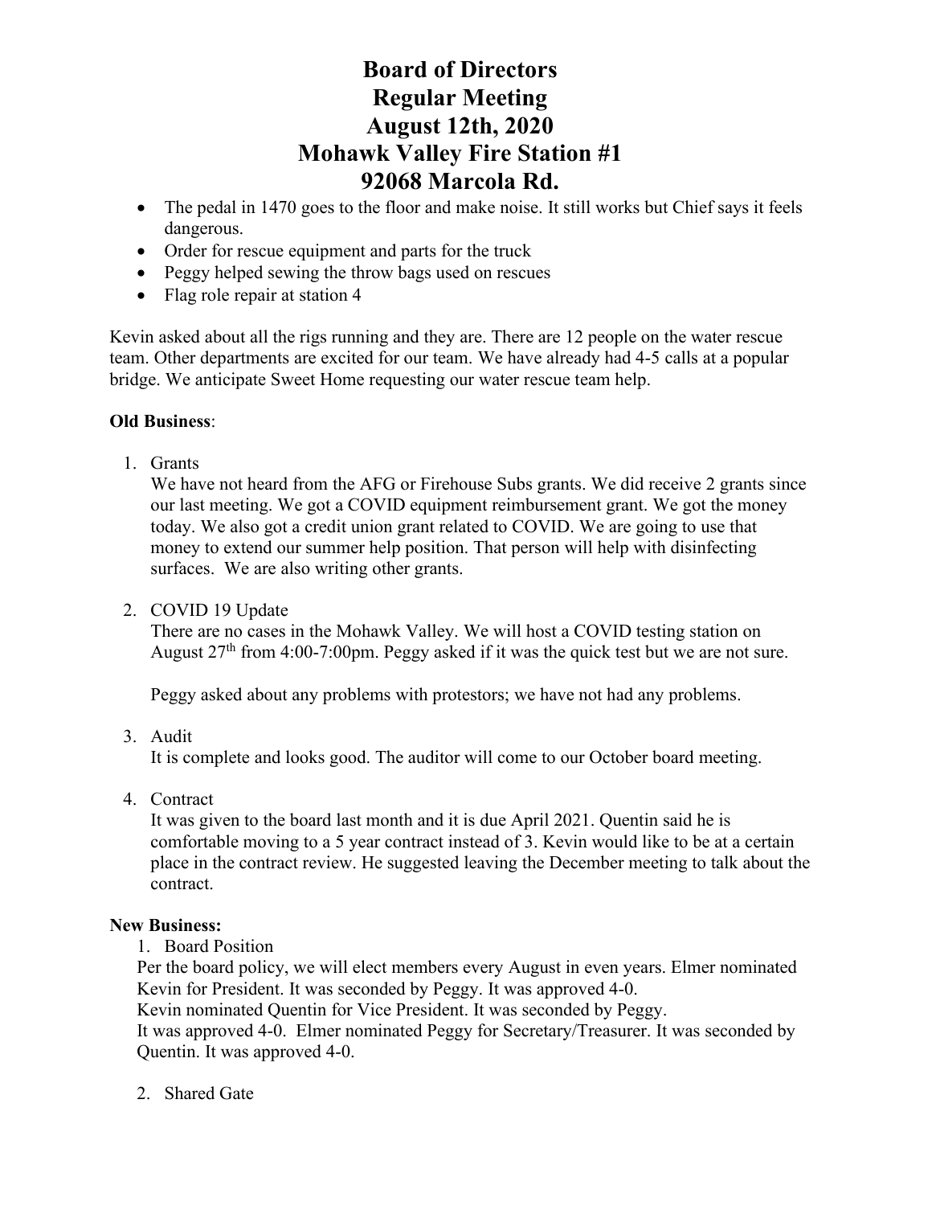# Board of Directors
# Regular Meeting
# August 12th, 2020
# Mohawk Valley Fire Station #1
# 92068 Marcola Rd.

- The pedal in 1470 goes to the floor and make noise. It still works but Chief says it feels dangerous.
- Order for rescue equipment and parts for the truck
- Peggy helped sewing the throw bags used on rescues
- Flag role repair at station 4

Kevin asked about all the rigs running and they are. There are 12 people on the water rescue team. Other departments are excited for our team. We have already had 4-5 calls at a popular bridge. We anticipate Sweet Home requesting our water rescue team help.

**Old Business**:

1. Grants
   We have not heard from the AFG or Firehouse Subs grants. We did receive 2 grants since our last meeting. We got a COVID equipment reimbursement grant. We got the money today. We also got a credit union grant related to COVID. We are going to use that money to extend our summer help position. That person will help with disinfecting surfaces. We are also writing other grants.

2. COVID 19 Update
   There are no cases in the Mohawk Valley. We will host a COVID testing station on August 27th from 4:00-7:00pm. Peggy asked if it was the quick test but we are not sure.

   Peggy asked about any problems with protestors; we have not had any problems.

3. Audit
   It is complete and looks good. The auditor will come to our October board meeting.

4. Contract
   It was given to the board last month and it is due April 2021. Quentin said he is comfortable moving to a 5 year contract instead of 3. Kevin would like to be at a certain place in the contract review. He suggested leaving the December meeting to talk about the contract.

**New Business:**

1. Board Position
   Per the board policy, we will elect members every August in even years. Elmer nominated Kevin for President. It was seconded by Peggy. It was approved 4-0.
   Kevin nominated Quentin for Vice President. It was seconded by Peggy.
   It was approved 4-0. Elmer nominated Peggy for Secretary/Treasurer. It was seconded by Quentin. It was approved 4-0.

2. Shared Gate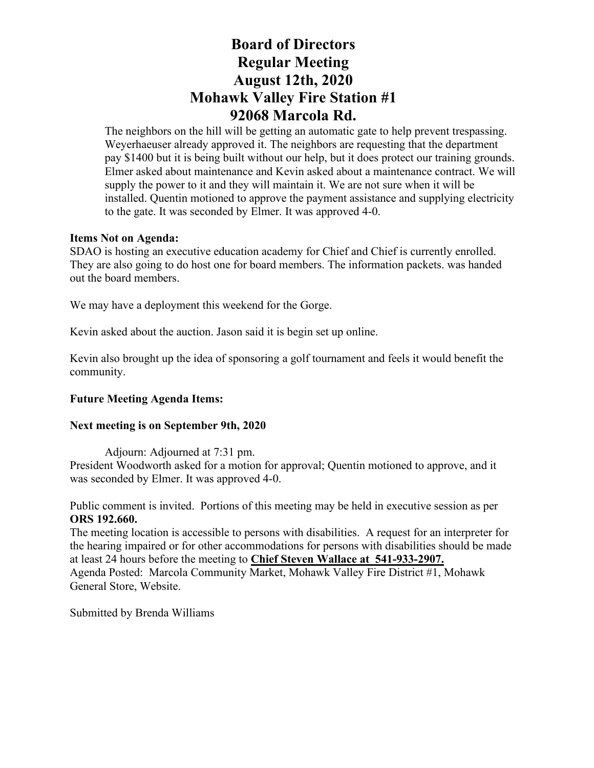# Board of Directors
# Regular Meeting
# August 12th, 2020
# Mohawk Valley Fire Station #1
# 92068 Marcola Rd.

The neighbors on the hill will be getting an automatic gate to help prevent trespassing. Weyerhaeuser already approved it. The neighbors are requesting that the department pay $1400 but it is being built without our help, but it does protect our training grounds. Elmer asked about maintenance and Kevin asked about a maintenance contract. We will supply the power to it and they will maintain it. We are not sure when it will be installed. Quentin motioned to approve the payment assistance and supplying electricity to the gate. It was seconded by Elmer. It was approved 4-0.

**Items Not on Agenda:**

SDAO is hosting an executive education academy for Chief and Chief is currently enrolled. They are also going to do host one for board members. The information packets. was handed out the board members.

We may have a deployment this weekend for the Gorge.

Kevin asked about the auction. Jason said it is begin set up online.

Kevin also brought up the idea of sponsoring a golf tournament and feels it would benefit the community.

**Future Meeting Agenda Items:**

**Next meeting is on September 9th, 2020**

Adjourn: Adjourned at 7:31 pm.

President Woodworth asked for a motion for approval; Quentin motioned to approve, and it was seconded by Elmer. It was approved 4-0.

Public comment is invited. Portions of this meeting may be held in executive session as per **ORS 192.660.**

The meeting location is accessible to persons with disabilities. A request for an interpreter for the hearing impaired or for other accommodations for persons with disabilities should be made at least 24 hours before the meeting to **Chief Steven Wallace at 541-933-2907.**

Agenda Posted: Marcola Community Market, Mohawk Valley Fire District #1, Mohawk General Store, Website.

Submitted by Brenda Williams